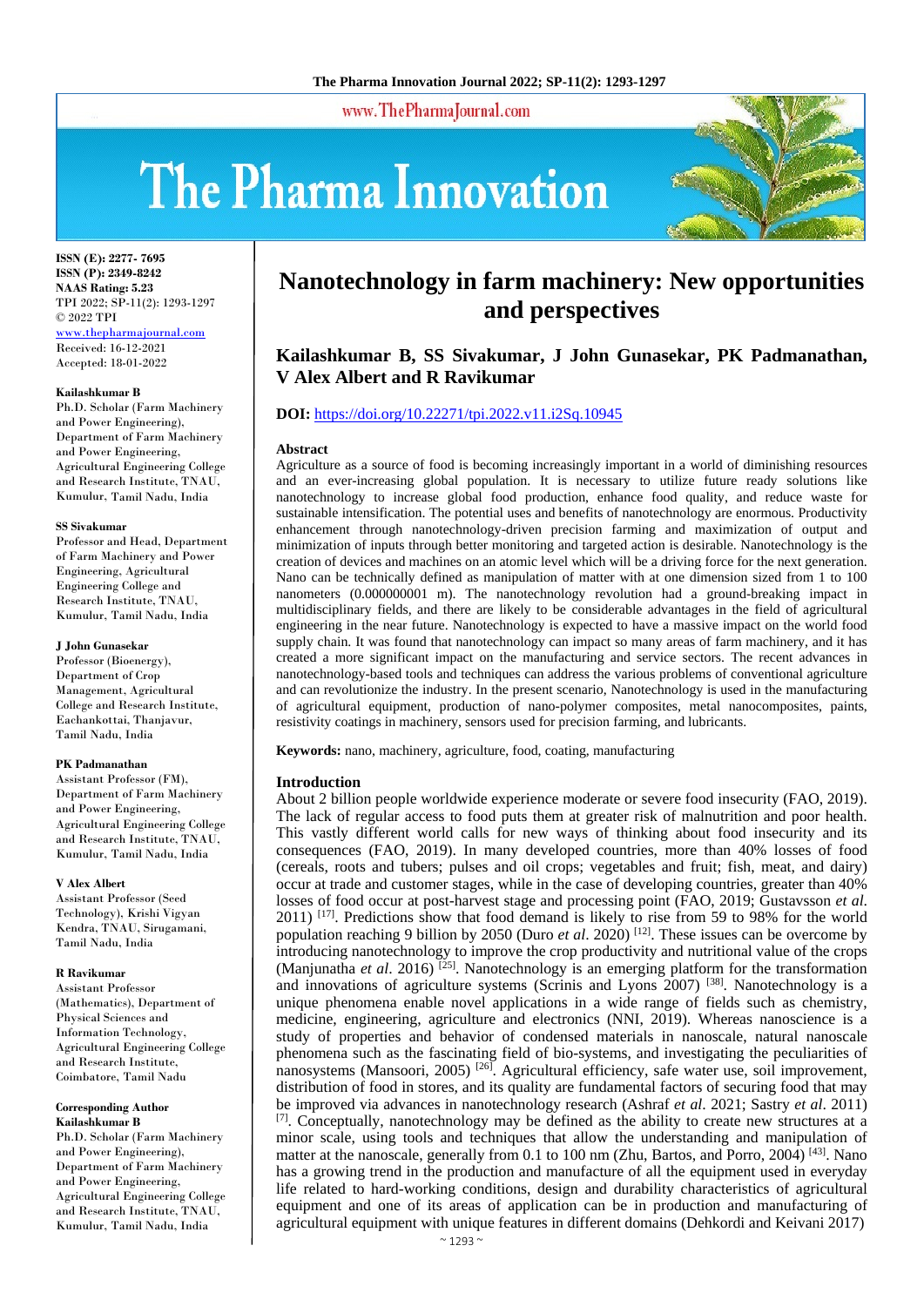# Nanotechnology in farm machinery: New opportunities and perspectives

**Kailashkumar B, SS Sivakumar, J John Gunasekar, PK Padmanathan, V Alex Albert and R Ravikumar**

**DOI:** https://doi.org/10.22271/tpi.2022.v11.i2Sq.10945

**ISSN (E): 2277- 7695**
**ISSN (P): 2349-8242**
**NAAS Rating: 5.23**
TPI 2022; SP-11(2): 1293-1297
© 2022 TPI
www.thepharmajournal.com
Received: 16-12-2021
Accepted: 18-01-2022

**Kailashkumar B**
Ph.D. Scholar (Farm Machinery and Power Engineering), Department of Farm Machinery and Power Engineering, Agricultural Engineering College and Research Institute, TNAU, Kumulur, Tamil Nadu, India

**SS Sivakumar**
Professor and Head, Department of Farm Machinery and Power Engineering, Agricultural Engineering College and Research Institute, TNAU, Kumulur, Tamil Nadu, India

**J John Gunasekar**
Professor (Bioenergy), Department of Crop Management, Agricultural College and Research Institute, Eachankottai, Thanjavur, Tamil Nadu, India

**PK Padmanathan**
Assistant Professor (FM), Department of Farm Machinery and Power Engineering, Agricultural Engineering College and Research Institute, TNAU, Kumulur, Tamil Nadu, India

**V Alex Albert**
Assistant Professor (Seed Technology), Krishi Vigyan Kendra, TNAU, Sirugamani, Tamil Nadu, India

**R Ravikumar**
Assistant Professor (Mathematics), Department of Physical Sciences and Information Technology, Agricultural Engineering College and Research Institute, Coimbatore, Tamil Nadu

**Corresponding Author**
**Kailashkumar B**
Ph.D. Scholar (Farm Machinery and Power Engineering), Department of Farm Machinery and Power Engineering, Agricultural Engineering College and Research Institute, TNAU, Kumulur, Tamil Nadu, India

## Abstract

Agriculture as a source of food is becoming increasingly important in a world of diminishing resources and an ever-increasing global population. It is necessary to utilize future ready solutions like nanotechnology to increase global food production, enhance food quality, and reduce waste for sustainable intensification. The potential uses and benefits of nanotechnology are enormous. Productivity enhancement through nanotechnology-driven precision farming and maximization of output and minimization of inputs through better monitoring and targeted action is desirable. Nanotechnology is the creation of devices and machines on an atomic level which will be a driving force for the next generation. Nano can be technically defined as manipulation of matter with at one dimension sized from 1 to 100 nanometers (0.000000001 m). The nanotechnology revolution had a ground-breaking impact in multidisciplinary fields, and there are likely to be considerable advantages in the field of agricultural engineering in the near future. Nanotechnology is expected to have a massive impact on the world food supply chain. It was found that nanotechnology can impact so many areas of farm machinery, and it has created a more significant impact on the manufacturing and service sectors. The recent advances in nanotechnology-based tools and techniques can address the various problems of conventional agriculture and can revolutionize the industry. In the present scenario, Nanotechnology is used in the manufacturing of agricultural equipment, production of nano-polymer composites, metal nanocomposites, paints, resistivity coatings in machinery, sensors used for precision farming, and lubricants.

**Keywords:** nano, machinery, agriculture, food, coating, manufacturing

## Introduction

About 2 billion people worldwide experience moderate or severe food insecurity (FAO, 2019). The lack of regular access to food puts them at greater risk of malnutrition and poor health. This vastly different world calls for new ways of thinking about food insecurity and its consequences (FAO, 2019). In many developed countries, more than 40% losses of food (cereals, roots and tubers; pulses and oil crops; vegetables and fruit; fish, meat, and dairy) occur at trade and customer stages, while in the case of developing countries, greater than 40% losses of food occur at post-harvest stage and processing point (FAO, 2019; Gustavsson *et al*. 2011) [17]. Predictions show that food demand is likely to rise from 59 to 98% for the world population reaching 9 billion by 2050 (Duro *et al*. 2020) [12]. These issues can be overcome by introducing nanotechnology to improve the crop productivity and nutritional value of the crops (Manjunatha *et al*. 2016) [25]. Nanotechnology is an emerging platform for the transformation and innovations of agriculture systems (Scrinis and Lyons 2007) [38]. Nanotechnology is a unique phenomena enable novel applications in a wide range of fields such as chemistry, medicine, engineering, agriculture and electronics (NNI, 2019). Whereas nanoscience is a study of properties and behavior of condensed materials in nanoscale, natural nanoscale phenomena such as the fascinating field of bio-systems, and investigating the peculiarities of nanosystems (Mansoori, 2005) [26]. Agricultural efficiency, safe water use, soil improvement, distribution of food in stores, and its quality are fundamental factors of securing food that may be improved via advances in nanotechnology research (Ashraf *et al*. 2021; Sastry *et al*. 2011) [7]. Conceptually, nanotechnology may be defined as the ability to create new structures at a minor scale, using tools and techniques that allow the understanding and manipulation of matter at the nanoscale, generally from 0.1 to 100 nm (Zhu, Bartos, and Porro, 2004) [43]. Nano has a growing trend in the production and manufacture of all the equipment used in everyday life related to hard-working conditions, design and durability characteristics of agricultural equipment and one of its areas of application can be in production and manufacturing of agricultural equipment with unique features in different domains (Dehkordi and Keivani 2017)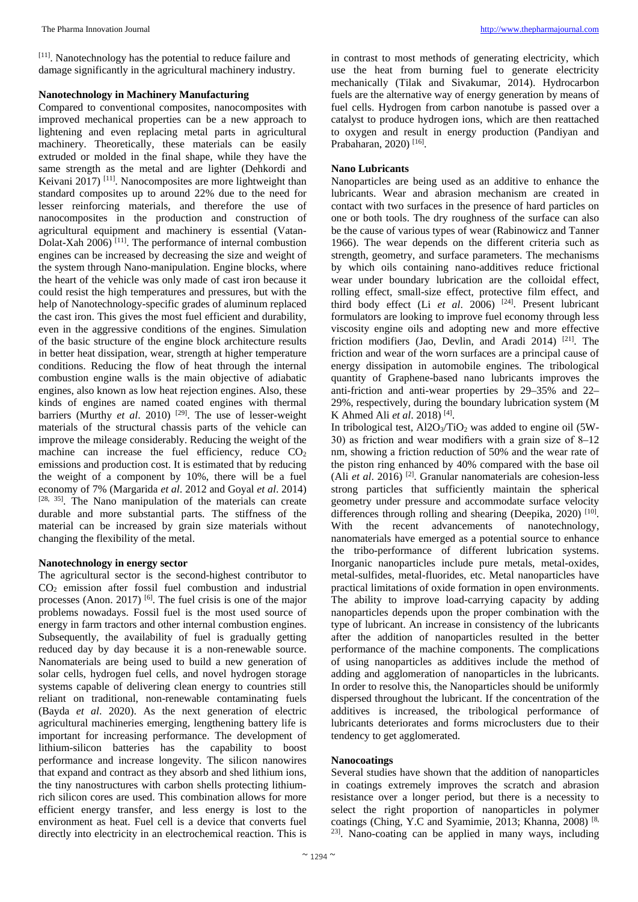[11]. Nanotechnology has the potential to reduce failure and damage significantly in the agricultural machinery industry.

**Nanotechnology in Machinery Manufacturing**

Compared to conventional composites, nanocomposites with improved mechanical properties can be a new approach to lightening and even replacing metal parts in agricultural machinery. Theoretically, these materials can be easily extruded or molded in the final shape, while they have the same strength as the metal and are lighter (Dehkordi and Keivani 2017) [11]. Nanocomposites are more lightweight than standard composites up to around 22% due to the need for lesser reinforcing materials, and therefore the use of nanocomposites in the production and construction of agricultural equipment and machinery is essential (Vatan-Dolat-Xah 2006) [11]. The performance of internal combustion engines can be increased by decreasing the size and weight of the system through Nano-manipulation. Engine blocks, where the heart of the vehicle was only made of cast iron because it could resist the high temperatures and pressures, but with the help of Nanotechnology-specific grades of aluminum replaced the cast iron. This gives the most fuel efficient and durability, even in the aggressive conditions of the engines. Simulation of the basic structure of the engine block architecture results in better heat dissipation, wear, strength at higher temperature conditions. Reducing the flow of heat through the internal combustion engine walls is the main objective of adiabatic engines, also known as low heat rejection engines. Also, these kinds of engines are named coated engines with thermal barriers (Murthy *et al*. 2010) [29]. The use of lesser-weight materials of the structural chassis parts of the vehicle can improve the mileage considerably. Reducing the weight of the machine can increase the fuel efficiency, reduce $CO_2$ emissions and production cost. It is estimated that by reducing the weight of a component by 10%, there will be a fuel economy of 7% (Margarida *et al*. 2012 and Goyal *et al*. 2014) [28, 35]. The Nano manipulation of the materials can create durable and more substantial parts. The stiffness of the material can be increased by grain size materials without changing the flexibility of the metal.

**Nanotechnology in energy sector**

The agricultural sector is the second-highest contributor to $CO_2$ emission after fossil fuel combustion and industrial processes (Anon. 2017) [6]. The fuel crisis is one of the major problems nowadays. Fossil fuel is the most used source of energy in farm tractors and other internal combustion engines. Subsequently, the availability of fuel is gradually getting reduced day by day because it is a non-renewable source. Nanomaterials are being used to build a new generation of solar cells, hydrogen fuel cells, and novel hydrogen storage systems capable of delivering clean energy to countries still reliant on traditional, non-renewable contaminating fuels (Bayda *et al*. 2020). As the next generation of electric agricultural machineries emerging, lengthening battery life is important for increasing performance. The development of lithium-silicon batteries has the capability to boost performance and increase longevity. The silicon nanowires that expand and contract as they absorb and shed lithium ions, the tiny nanostructures with carbon shells protecting lithium-rich silicon cores are used. This combination allows for more efficient energy transfer, and less energy is lost to the environment as heat. Fuel cell is a device that converts fuel directly into electricity in an electrochemical reaction. This is in contrast to most methods of generating electricity, which use the heat from burning fuel to generate electricity mechanically (Tilak and Sivakumar, 2014). Hydrocarbon fuels are the alternative way of energy generation by means of fuel cells. Hydrogen from carbon nanotube is passed over a catalyst to produce hydrogen ions, which are then reattached to oxygen and result in energy production (Pandiyan and Prabaharan, 2020) [16].

**Nano Lubricants**

Nanoparticles are being used as an additive to enhance the lubricants. Wear and abrasion mechanism are created in contact with two surfaces in the presence of hard particles on one or both tools. The dry roughness of the surface can also be the cause of various types of wear (Rabinowicz and Tanner 1966). The wear depends on the different criteria such as strength, geometry, and surface parameters. The mechanisms by which oils containing nano-additives reduce frictional wear under boundary lubrication are the colloidal effect, rolling effect, small-size effect, protective film effect, and third body effect (Li *et al*. 2006) [24]. Present lubricant formulators are looking to improve fuel economy through less viscosity engine oils and adopting new and more effective friction modifiers (Jao, Devlin, and Aradi 2014) [21]. The friction and wear of the worn surfaces are a principal cause of energy dissipation in automobile engines. The tribological quantity of Graphene-based nano lubricants improves the anti-friction and anti-wear properties by 29–35% and 22–29%, respectively, during the boundary lubrication system (M K Ahmed Ali *et al*. 2018) [4].

In tribological test, $Al2O_3/TiO_2$ was added to engine oil (5W-30) as friction and wear modifiers with a grain size of 8–12 nm, showing a friction reduction of 50% and the wear rate of the piston ring enhanced by 40% compared with the base oil (Ali *et al*. 2016) [2]. Granular nanomaterials are cohesion-less strong particles that sufficiently maintain the spherical geometry under pressure and accommodate surface velocity differences through rolling and shearing (Deepika, 2020) [10]. With the recent advancements of nanotechnology, nanomaterials have emerged as a potential source to enhance the tribo-performance of different lubrication systems. Inorganic nanoparticles include pure metals, metal-oxides, metal-sulfides, metal-fluorides, etc. Metal nanoparticles have practical limitations of oxide formation in open environments. The ability to improve load-carrying capacity by adding nanoparticles depends upon the proper combination with the type of lubricant. An increase in consistency of the lubricants after the addition of nanoparticles resulted in the better performance of the machine components. The complications of using nanoparticles as additives include the method of adding and agglomeration of nanoparticles in the lubricants. In order to resolve this, the Nanoparticles should be uniformly dispersed throughout the lubricant. If the concentration of the additives is increased, the tribological performance of lubricants deteriorates and forms microclusters due to their tendency to get agglomerated.

**Nanocoatings**

Several studies have shown that the addition of nanoparticles in coatings extremely improves the scratch and abrasion resistance over a longer period, but there is a necessity to select the right proportion of nanoparticles in polymer coatings (Ching, Y.C and Syamimie, 2013; Khanna, 2008) [8, 23]. Nano-coating can be applied in many ways, including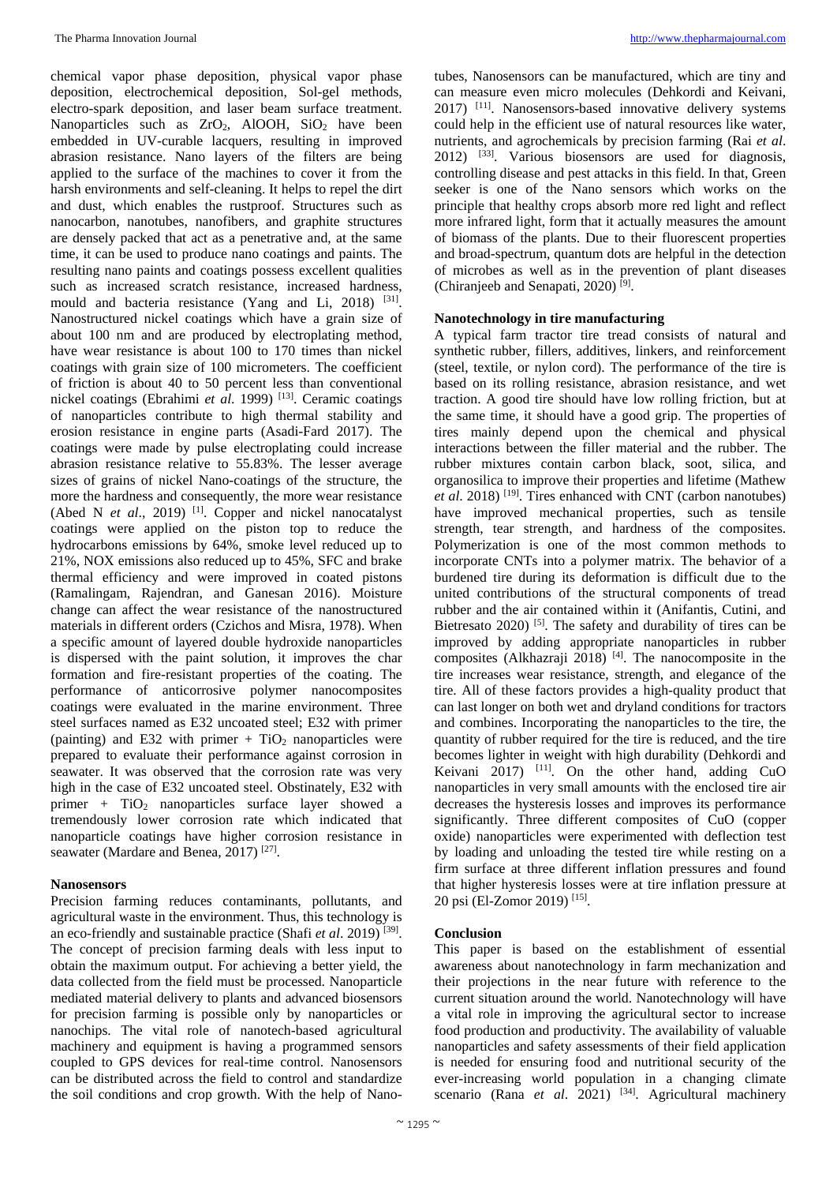chemical vapor phase deposition, physical vapor phase deposition, electrochemical deposition, Sol-gel methods, electro-spark deposition, and laser beam surface treatment. Nanoparticles such as $ZrO_2$, AlOOH, $SiO_2$ have been embedded in UV-curable lacquers, resulting in improved abrasion resistance. Nano layers of the filters are being applied to the surface of the machines to cover it from the harsh environments and self-cleaning. It helps to repel the dirt and dust, which enables the rustproof. Structures such as nanocarbon, nanotubes, nanofibers, and graphite structures are densely packed that act as a penetrative and, at the same time, it can be used to produce nano coatings and paints. The resulting nano paints and coatings possess excellent qualities such as increased scratch resistance, increased hardness, mould and bacteria resistance (Yang and Li, 2018) [31]. Nanostructured nickel coatings which have a grain size of about 100 nm and are produced by electroplating method, have wear resistance is about 100 to 170 times than nickel coatings with grain size of 100 micrometers. The coefficient of friction is about 40 to 50 percent less than conventional nickel coatings (Ebrahimi *et al*. 1999) [13]. Ceramic coatings of nanoparticles contribute to high thermal stability and erosion resistance in engine parts (Asadi-Fard 2017). The coatings were made by pulse electroplating could increase abrasion resistance relative to 55.83%. The lesser average sizes of grains of nickel Nano-coatings of the structure, the more the hardness and consequently, the more wear resistance (Abed N *et al*., 2019) [1]. Copper and nickel nanocatalyst coatings were applied on the piston top to reduce the hydrocarbons emissions by 64%, smoke level reduced up to 21%, NOX emissions also reduced up to 45%, SFC and brake thermal efficiency and were improved in coated pistons (Ramalingam, Rajendran, and Ganesan 2016). Moisture change can affect the wear resistance of the nanostructured materials in different orders (Czichos and Misra, 1978). When a specific amount of layered double hydroxide nanoparticles is dispersed with the paint solution, it improves the char formation and fire-resistant properties of the coating. The performance of anticorrosive polymer nanocomposites coatings were evaluated in the marine environment. Three steel surfaces named as E32 uncoated steel; E32 with primer (painting) and E32 with primer + $TiO_2$ nanoparticles were prepared to evaluate their performance against corrosion in seawater. It was observed that the corrosion rate was very high in the case of E32 uncoated steel. Obstinately, E32 with primer + $TiO_2$ nanoparticles surface layer showed a tremendously lower corrosion rate which indicated that nanoparticle coatings have higher corrosion resistance in seawater (Mardare and Benea, 2017) [27].

## Nanosensors

Precision farming reduces contaminants, pollutants, and agricultural waste in the environment. Thus, this technology is an eco-friendly and sustainable practice (Shafi *et al*. 2019) [39]. The concept of precision farming deals with less input to obtain the maximum output. For achieving a better yield, the data collected from the field must be processed. Nanoparticle mediated material delivery to plants and advanced biosensors for precision farming is possible only by nanoparticles or nanochips. The vital role of nanotech-based agricultural machinery and equipment is having a programmed sensors coupled to GPS devices for real-time control. Nanosensors can be distributed across the field to control and standardize the soil conditions and crop growth. With the help of Nano-tubes, Nanosensors can be manufactured, which are tiny and can measure even micro molecules (Dehkordi and Keivani, 2017) [11]. Nanosensors-based innovative delivery systems could help in the efficient use of natural resources like water, nutrients, and agrochemicals by precision farming (Rai *et al*. 2012) [33]. Various biosensors are used for diagnosis, controlling disease and pest attacks in this field. In that, Green seeker is one of the Nano sensors which works on the principle that healthy crops absorb more red light and reflect more infrared light, form that it actually measures the amount of biomass of the plants. Due to their fluorescent properties and broad-spectrum, quantum dots are helpful in the detection of microbes as well as in the prevention of plant diseases (Chiranjeeb and Senapati, 2020) [9].

## Nanotechnology in tire manufacturing

A typical farm tractor tire tread consists of natural and synthetic rubber, fillers, additives, linkers, and reinforcement (steel, textile, or nylon cord). The performance of the tire is based on its rolling resistance, abrasion resistance, and wet traction. A good tire should have low rolling friction, but at the same time, it should have a good grip. The properties of tires mainly depend upon the chemical and physical interactions between the filler material and the rubber. The rubber mixtures contain carbon black, soot, silica, and organosilica to improve their properties and lifetime (Mathew *et al*. 2018) [19]. Tires enhanced with CNT (carbon nanotubes) have improved mechanical properties, such as tensile strength, tear strength, and hardness of the composites. Polymerization is one of the most common methods to incorporate CNTs into a polymer matrix. The behavior of a burdened tire during its deformation is difficult due to the united contributions of the structural components of tread rubber and the air contained within it (Anifantis, Cutini, and Bietresato 2020) [5]. The safety and durability of tires can be improved by adding appropriate nanoparticles in rubber composites (Alkhazraji 2018) [4]. The nanocomposite in the tire increases wear resistance, strength, and elegance of the tire. All of these factors provides a high-quality product that can last longer on both wet and dryland conditions for tractors and combines. Incorporating the nanoparticles to the tire, the quantity of rubber required for the tire is reduced, and the tire becomes lighter in weight with high durability (Dehkordi and Keivani 2017) [11]. On the other hand, adding CuO nanoparticles in very small amounts with the enclosed tire air decreases the hysteresis losses and improves its performance significantly. Three different composites of CuO (copper oxide) nanoparticles were experimented with deflection test by loading and unloading the tested tire while resting on a firm surface at three different inflation pressures and found that higher hysteresis losses were at tire inflation pressure at 20 psi (El-Zomor 2019) [15].

## Conclusion

This paper is based on the establishment of essential awareness about nanotechnology in farm mechanization and their projections in the near future with reference to the current situation around the world. Nanotechnology will have a vital role in improving the agricultural sector to increase food production and productivity. The availability of valuable nanoparticles and safety assessments of their field application is needed for ensuring food and nutritional security of the ever-increasing world population in a changing climate scenario (Rana *et al*. 2021) [34]. Agricultural machinery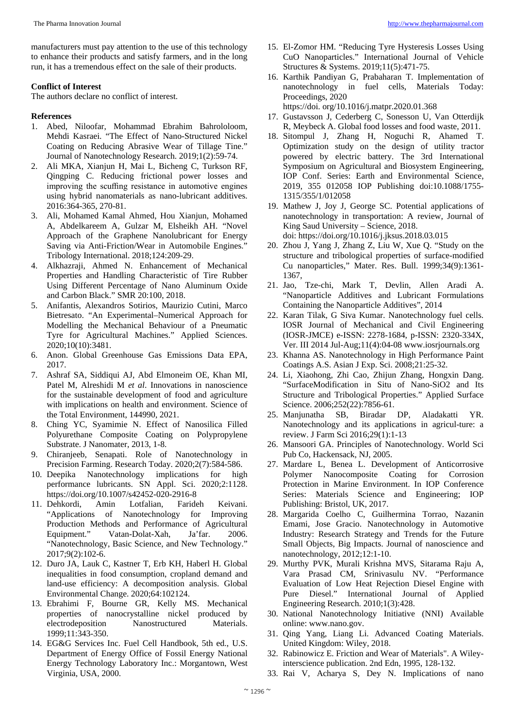manufacturers must pay attention to the use of this technology to enhance their products and satisfy farmers, and in the long run, it has a tremendous effect on the sale of their products.

**Conflict of Interest**

The authors declare no conflict of interest.

**References**

1. Abed, Niloofar, Mohammad Ebrahim Bahrololoom, Mehdi Kasraei. "The Effect of Nano-Structured Nickel Coating on Reducing Abrasive Wear of Tillage Tine." Journal of Nanotechnology Research. 2019;1(2):59-74.
2. Ali MKA, Xianjun H, Mai L, Bicheng C, Turkson RF, Qingping C. Reducing frictional power losses and improving the scuffing resistance in automotive engines using hybrid nanomaterials as nano-lubricant additives. 2016:364-365, 270-81.
3. Ali, Mohamed Kamal Ahmed, Hou Xianjun, Mohamed A, Abdelkareem A, Gulzar M, Elsheikh AH. "Novel Approach of the Graphene Nanolubricant for Energy Saving via Anti-Friction/Wear in Automobile Engines." Tribology International. 2018;124:209-29.
4. Alkhazraji, Ahmed N. Enhancement of Mechanical Properties and Handling Characteristic of Tire Rubber Using Different Percentage of Nano Aluminum Oxide and Carbon Black." SMR 20:100, 2018.
5. Anifantis, Alexandros Sotirios, Maurizio Cutini, Marco Bietresato. "An Experimental–Numerical Approach for Modelling the Mechanical Behaviour of a Pneumatic Tyre for Agricultural Machines." Applied Sciences. 2020;10(10):3481.
6. Anon. Global Greenhouse Gas Emissions Data EPA, 2017.
7. Ashraf SA, Siddiqui AJ, Abd Elmoneim OE, Khan MI, Patel M, Alreshidi M *et al*. Innovations in nanoscience for the sustainable development of food and agriculture with implications on health and environment. Science of the Total Environment, 144990, 2021.
8. Ching YC, Syamimie N. Effect of Nanosilica Filled Polyurethane Composite Coating on Polypropylene Substrate. J Nanomater, 2013, 1-8.
9. Chiranjeeb, Senapati. Role of Nanotechnology in Precision Farming. Research Today. 2020;2(7):584-586.
10. Deepika Nanotechnology implications for high performance lubricants. SN Appl. Sci. 2020;2:1128. https://doi.org/10.1007/s42452-020-2916-8
11. Dehkordi, Amin Lotfalian, Farideh Keivani. "Applications of Nanotechnology for Improving Production Methods and Performance of Agricultural Equipment." Vatan-Dolat-Xah, Ja'far. 2006. "Nanotechnology, Basic Science, and New Technology." 2017;9(2):102-6.
12. Duro JA, Lauk C, Kastner T, Erb KH, Haberl H. Global inequalities in food consumption, cropland demand and land-use efficiency: A decomposition analysis. Global Environmental Change. 2020;64:102124.
13. Ebrahimi F, Bourne GR, Kelly MS. Mechanical properties of nanocrystalline nickel produced by electrodeposition Nanostructured Materials. 1999;11:343-350.
14. EG&G Services Inc. Fuel Cell Handbook, 5th ed., U.S. Department of Energy Office of Fossil Energy National Energy Technology Laboratory Inc.: Morgantown, West Virginia, USA, 2000.
15. El-Zomor HM. "Reducing Tyre Hysteresis Losses Using CuO Nanoparticles." International Journal of Vehicle Structures & Systems. 2019;11(5):471-75.
16. Karthik Pandiyan G, Prabaharan T. Implementation of nanotechnology in fuel cells, Materials Today: Proceedings, 2020 https://doi. org/10.1016/j.matpr.2020.01.368
17. Gustavsson J, Cederberg C, Sonesson U, Van Otterdijk R, Meybeck A. Global food losses and food waste, 2011.
18. Sitompul J, Zhang H, Noguchi R, Ahamed T. Optimization study on the design of utility tractor powered by electric battery. The 3rd International Symposium on Agricultural and Biosystem Engineering, IOP Conf. Series: Earth and Environmental Science, 2019, 355 012058 IOP Publishing doi:10.1088/1755-1315/355/1/012058
19. Mathew J, Joy J, George SC. Potential applications of nanotechnology in transportation: A review, Journal of King Saud University – Science, 2018. doi: https://doi.org/10.1016/j.jksus.2018.03.015
20. Zhou J, Yang J, Zhang Z, Liu W, Xue Q. "Study on the structure and tribological properties of surface-modified Cu nanoparticles," Mater. Res. Bull. 1999;34(9):1361-1367,
21. Jao, Tze-chi, Mark T, Devlin, Allen Aradi A. "Nanoparticle Additives and Lubricant Formulations Containing the Nanoparticle Additives", 2014
22. Karan Tilak, G Siva Kumar. Nanotechnology fuel cells. IOSR Journal of Mechanical and Civil Engineering (IOSR-JMCE) e-ISSN: 2278-1684, p-ISSN: 2320-334X, Ver. III 2014 Jul-Aug;11(4):04-08 www.iosrjournals.org
23. Khanna AS. Nanotechnology in High Performance Paint Coatings A.S. Asian J Exp. Sci. 2008;21:25-32.
24. Li, Xiaohong, Zhi Cao, Zhijun Zhang, Hongxin Dang. "SurfaceModification in Situ of Nano-SiO2 and Its Structure and Tribological Properties." Applied Surface Science. 2006;252(22):7856-61.
25. Manjunatha SB, Biradar DP, Aladakatti YR. Nanotechnology and its applications in agricul-ture: a review. J Farm Sci 2016;29(1):1-13
26. Mansoori GA. Principles of Nanotechnology. World Sci Pub Co, Hackensack, NJ, 2005.
27. Mardare L, Benea L. Development of Anticorrosive Polymer Nanocomposite Coating for Corrosion Protection in Marine Environment. In IOP Conference Series: Materials Science and Engineering; IOP Publishing: Bristol, UK, 2017.
28. Margarida Coelho C, Guilhermina Torrao, Nazanin Emami, Jose Gracio. Nanotechnology in Automotive Industry: Research Strategy and Trends for the Future Small Objects, Big Impacts. Journal of nanoscience and nanotechnology, 2012;12:1-10.
29. Murthy PVK, Murali Krishna MVS, Sitarama Raju A, Vara Prasad CM, Srinivasulu NV. "Performance Evaluation of Low Heat Rejection Diesel Engine with Pure Diesel." International Journal of Applied Engineering Research. 2010;1(3):428.
30. National Nanotechnology Initiative (NNI) Available online: www.nano.gov.
31. Qing Yang, Liang Li. Advanced Coating Materials. United Kingdom: Wiley, 2018.
32. Rabinowicz E. Friction and Wear of Materials". A Wiley-interscience publication. 2nd Edn, 1995, 128-132.
33. Rai V, Acharya S, Dey N. Implications of nano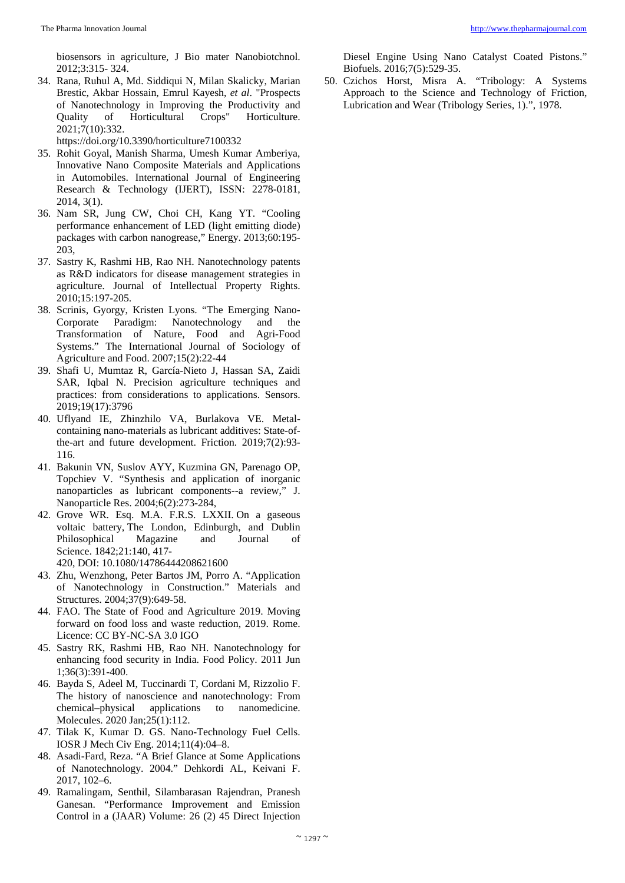biosensors in agriculture, J Bio mater Nanobiotchnol. 2012;3:315- 324.

34. Rana, Ruhul A, Md. Siddiqui N, Milan Skalicky, Marian Brestic, Akbar Hossain, Emrul Kayesh, *et al*. "Prospects of Nanotechnology in Improving the Productivity and Quality of Horticultural Crops" Horticulture. 2021;7(10):332. https://doi.org/10.3390/horticulture7100332
35. Rohit Goyal, Manish Sharma, Umesh Kumar Amberiya, Innovative Nano Composite Materials and Applications in Automobiles. International Journal of Engineering Research & Technology (IJERT), ISSN: 2278-0181, 2014, 3(1).
36. Nam SR, Jung CW, Choi CH, Kang YT. "Cooling performance enhancement of LED (light emitting diode) packages with carbon nanogrease," Energy. 2013;60:195-203,
37. Sastry K, Rashmi HB, Rao NH. Nanotechnology patents as R&D indicators for disease management strategies in agriculture. Journal of Intellectual Property Rights. 2010;15:197-205.
38. Scrinis, Gyorgy, Kristen Lyons. "The Emerging Nano-Corporate Paradigm: Nanotechnology and the Transformation of Nature, Food and Agri-Food Systems." The International Journal of Sociology of Agriculture and Food. 2007;15(2):22-44
39. Shafi U, Mumtaz R, García-Nieto J, Hassan SA, Zaidi SAR, Iqbal N. Precision agriculture techniques and practices: from considerations to applications. Sensors. 2019;19(17):3796
40. Uflyand IE, Zhinzhilo VA, Burlakova VE. Metal-containing nano-materials as lubricant additives: State-of-the-art and future development. Friction. 2019;7(2):93-116.
41. Bakunin VN, Suslov AYY, Kuzmina GN, Parenago OP, Topchiev V. "Synthesis and application of inorganic nanoparticles as lubricant components--a review," J. Nanoparticle Res. 2004;6(2):273-284,
42. Grove WR. Esq. M.A. F.R.S. LXXII. On a gaseous voltaic battery, The London, Edinburgh, and Dublin Philosophical Magazine and Journal of Science. 1842;21:140, 417-420, DOI: 10.1080/14786444208621600
43. Zhu, Wenzhong, Peter Bartos JM, Porro A. "Application of Nanotechnology in Construction." Materials and Structures. 2004;37(9):649-58.
44. FAO. The State of Food and Agriculture 2019. Moving forward on food loss and waste reduction, 2019. Rome. Licence: CC BY-NC-SA 3.0 IGO
45. Sastry RK, Rashmi HB, Rao NH. Nanotechnology for enhancing food security in India. Food Policy. 2011 Jun 1;36(3):391-400.
46. Bayda S, Adeel M, Tuccinardi T, Cordani M, Rizzolio F. The history of nanoscience and nanotechnology: From chemical–physical applications to nanomedicine. Molecules. 2020 Jan;25(1):112.
47. Tilak K, Kumar D. GS. Nano-Technology Fuel Cells. IOSR J Mech Civ Eng. 2014;11(4):04–8.
48. Asadi-Fard, Reza. "A Brief Glance at Some Applications of Nanotechnology. 2004." Dehkordi AL, Keivani F. 2017, 102–6.
49. Ramalingam, Senthil, Silambarasan Rajendran, Pranesh Ganesan. "Performance Improvement and Emission Control in a (JAAR) Volume: 26 (2) 45 Direct Injection Diesel Engine Using Nano Catalyst Coated Pistons." Biofuels. 2016;7(5):529-35.
50. Czichos Horst, Misra A. "Tribology: A Systems Approach to the Science and Technology of Friction, Lubrication and Wear (Tribology Series, 1).", 1978.